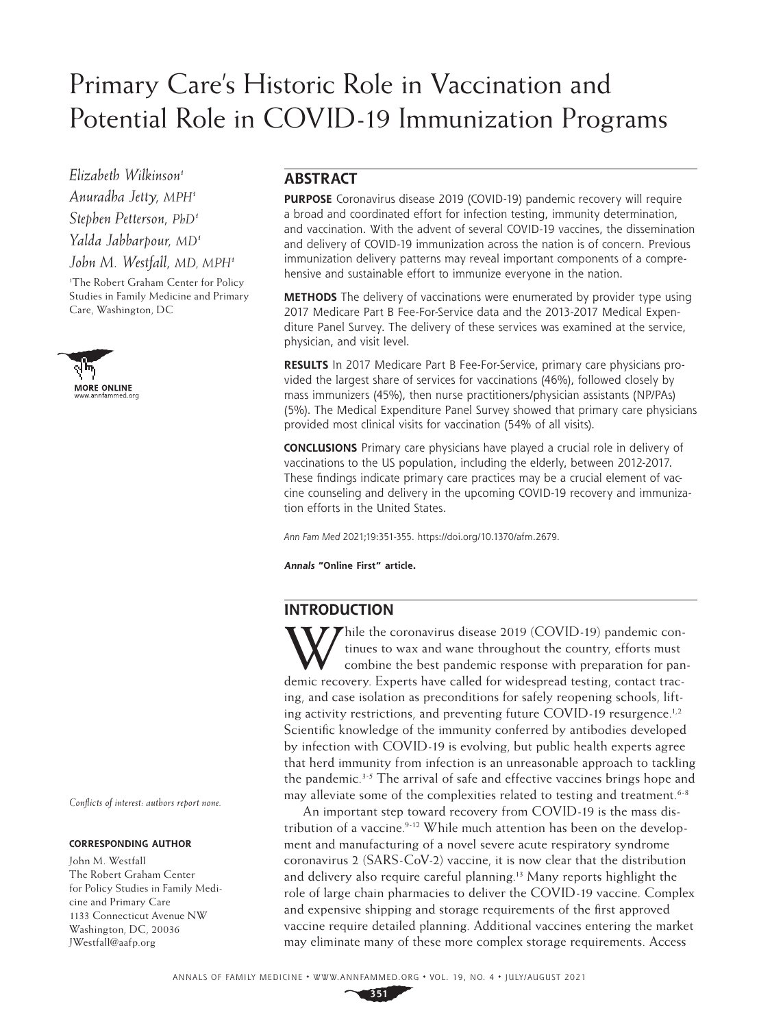# Primary Care's Historic Role in Vaccination and Potential Role in COVID-19 Immunization Programs

*Elizabeth Wilkinson*[1]

*Anuradha Jetty, MPH*[1]

*Stephen Petterson, PhD*[1]

*Yalda Jabbarpour, MD*[1]

*John M. Westfall, MD, MPH*[1]

[1]The Robert Graham Center for Policy Studies in Family Medicine and Primary Care, Washington, DC

MORE ONLINE
www.annfammed.org

*Conflicts of interest: authors report none.*

**CORRESPONDING AUTHOR**

John M. Westfall
The Robert Graham Center for Policy Studies in Family Medicine and Primary Care
1133 Connecticut Avenue NW
Washington, DC, 20036
JWestfall@aafp.org

## ABSTRACT

**PURPOSE** Coronavirus disease 2019 (COVID-19) pandemic recovery will require a broad and coordinated effort for infection testing, immunity determination, and vaccination. With the advent of several COVID-19 vaccines, the dissemination and delivery of COVID-19 immunization across the nation is of concern. Previous immunization delivery patterns may reveal important components of a comprehensive and sustainable effort to immunize everyone in the nation.

**METHODS** The delivery of vaccinations were enumerated by provider type using 2017 Medicare Part B Fee-For-Service data and the 2013-2017 Medical Expenditure Panel Survey. The delivery of these services was examined at the service, physician, and visit level.

**RESULTS** In 2017 Medicare Part B Fee-For-Service, primary care physicians provided the largest share of services for vaccinations (46%), followed closely by mass immunizers (45%), then nurse practitioners/physician assistants (NP/PAs) (5%). The Medical Expenditure Panel Survey showed that primary care physicians provided most clinical visits for vaccination (54% of all visits).

**CONCLUSIONS** Primary care physicians have played a crucial role in delivery of vaccinations to the US population, including the elderly, between 2012-2017. These findings indicate primary care practices may be a crucial element of vaccine counseling and delivery in the upcoming COVID-19 recovery and immunization efforts in the United States.

*Ann Fam Med* 2021;19:351-355. https://doi.org/10.1370/afm.2679.

***Annals* "Online First" article.**

## INTRODUCTION

While the coronavirus disease 2019 (COVID-19) pandemic continues to wax and wane throughout the country, efforts must combine the best pandemic response with preparation for pandemic recovery. Experts have called for widespread testing, contact tracing, and case isolation as preconditions for safely reopening schools, lifting activity restrictions, and preventing future COVID-19 resurgence.[1,2] Scientific knowledge of the immunity conferred by antibodies developed by infection with COVID-19 is evolving, but public health experts agree that herd immunity from infection is an unreasonable approach to tackling the pandemic.[3-5] The arrival of safe and effective vaccines brings hope and may alleviate some of the complexities related to testing and treatment.[6-8]

An important step toward recovery from COVID-19 is the mass distribution of a vaccine.[9-12] While much attention has been on the development and manufacturing of a novel severe acute respiratory syndrome coronavirus 2 (SARS-CoV-2) vaccine, it is now clear that the distribution and delivery also require careful planning.[13] Many reports highlight the role of large chain pharmacies to deliver the COVID-19 vaccine. Complex and expensive shipping and storage requirements of the first approved vaccine require detailed planning. Additional vaccines entering the market may eliminate many of these more complex storage requirements. Access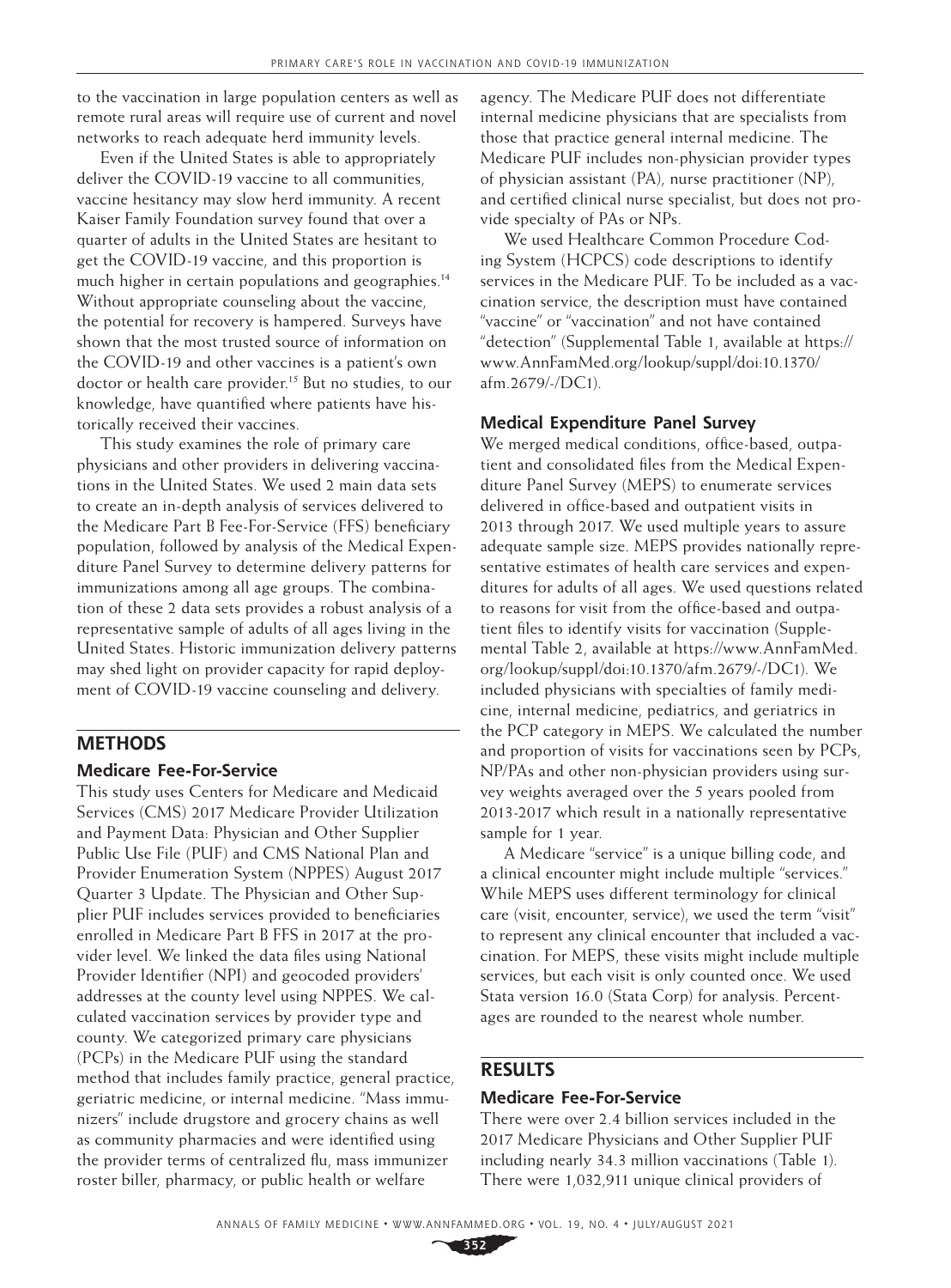to the vaccination in large population centers as well as remote rural areas will require use of current and novel networks to reach adequate herd immunity levels.

Even if the United States is able to appropriately deliver the COVID-19 vaccine to all communities, vaccine hesitancy may slow herd immunity. A recent Kaiser Family Foundation survey found that over a quarter of adults in the United States are hesitant to get the COVID-19 vaccine, and this proportion is much higher in certain populations and geographies.[14] Without appropriate counseling about the vaccine, the potential for recovery is hampered. Surveys have shown that the most trusted source of information on the COVID-19 and other vaccines is a patient's own doctor or health care provider.[15] But no studies, to our knowledge, have quantified where patients have historically received their vaccines.

This study examines the role of primary care physicians and other providers in delivering vaccinations in the United States. We used 2 main data sets to create an in-depth analysis of services delivered to the Medicare Part B Fee-For-Service (FFS) beneficiary population, followed by analysis of the Medical Expenditure Panel Survey to determine delivery patterns for immunizations among all age groups. The combination of these 2 data sets provides a robust analysis of a representative sample of adults of all ages living in the United States. Historic immunization delivery patterns may shed light on provider capacity for rapid deployment of COVID-19 vaccine counseling and delivery.

## METHODS

### Medicare Fee-For-Service

This study uses Centers for Medicare and Medicaid Services (CMS) 2017 Medicare Provider Utilization and Payment Data: Physician and Other Supplier Public Use File (PUF) and CMS National Plan and Provider Enumeration System (NPPES) August 2017 Quarter 3 Update. The Physician and Other Supplier PUF includes services provided to beneficiaries enrolled in Medicare Part B FFS in 2017 at the provider level. We linked the data files using National Provider Identifier (NPI) and geocoded providers' addresses at the county level using NPPES. We calculated vaccination services by provider type and county. We categorized primary care physicians (PCPs) in the Medicare PUF using the standard method that includes family practice, general practice, geriatric medicine, or internal medicine. "Mass immunizers" include drugstore and grocery chains as well as community pharmacies and were identified using the provider terms of centralized flu, mass immunizer roster biller, pharmacy, or public health or welfare agency. The Medicare PUF does not differentiate internal medicine physicians that are specialists from those that practice general internal medicine. The Medicare PUF includes non-physician provider types of physician assistant (PA), nurse practitioner (NP), and certified clinical nurse specialist, but does not provide specialty of PAs or NPs.

We used Healthcare Common Procedure Coding System (HCPCS) code descriptions to identify services in the Medicare PUF. To be included as a vaccination service, the description must have contained "vaccine" or "vaccination" and not have contained "detection" (Supplemental Table 1, available at https://www.AnnFamMed.org/lookup/suppl/doi:10.1370/afm.2679/-/DC1).

### Medical Expenditure Panel Survey

We merged medical conditions, office-based, outpatient and consolidated files from the Medical Expenditure Panel Survey (MEPS) to enumerate services delivered in office-based and outpatient visits in 2013 through 2017. We used multiple years to assure adequate sample size. MEPS provides nationally representative estimates of health care services and expenditures for adults of all ages. We used questions related to reasons for visit from the office-based and outpatient files to identify visits for vaccination (Supplemental Table 2, available at https://www.AnnFamMed.org/lookup/suppl/doi:10.1370/afm.2679/-/DC1). We included physicians with specialties of family medicine, internal medicine, pediatrics, and geriatrics in the PCP category in MEPS. We calculated the number and proportion of visits for vaccinations seen by PCPs, NP/PAs and other non-physician providers using survey weights averaged over the 5 years pooled from 2013-2017 which result in a nationally representative sample for 1 year.

A Medicare "service" is a unique billing code, and a clinical encounter might include multiple "services." While MEPS uses different terminology for clinical care (visit, encounter, service), we used the term "visit" to represent any clinical encounter that included a vaccination. For MEPS, these visits might include multiple services, but each visit is only counted once. We used Stata version 16.0 (Stata Corp) for analysis. Percentages are rounded to the nearest whole number.

## RESULTS

### Medicare Fee-For-Service

There were over 2.4 billion services included in the 2017 Medicare Physicians and Other Supplier PUF including nearly 34.3 million vaccinations (Table 1). There were 1,032,911 unique clinical providers of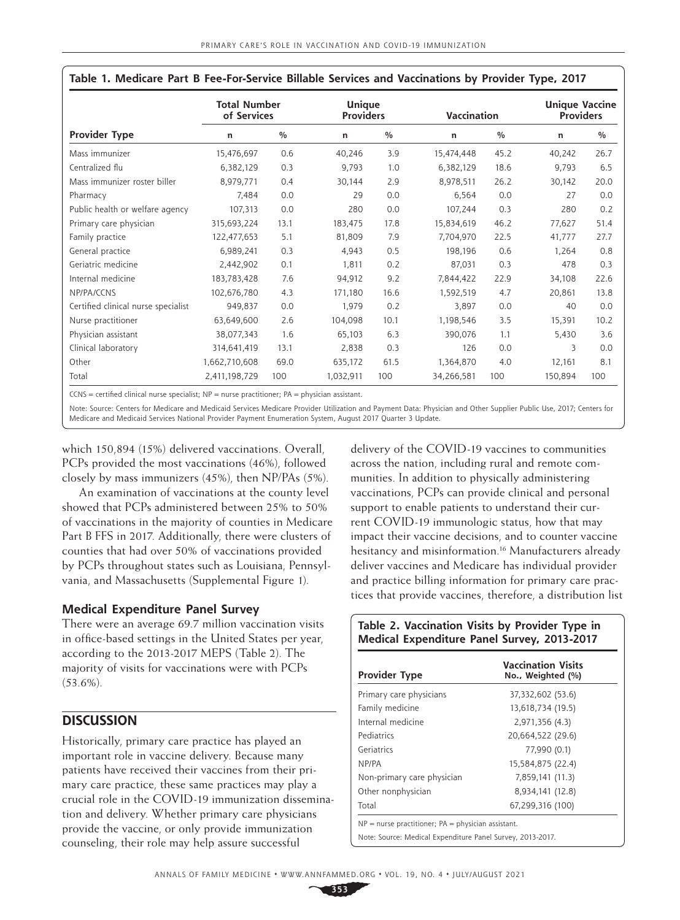**Table 1. Medicare Part B Fee-For-Service Billable Services and Vaccinations by Provider Type, 2017**

| | Total Number of Services | | Unique Providers | | Vaccination | | Unique Vaccine Providers | |
|---|---|---|---|---|---|---|---|---|
| **Provider Type** | n | % | n | % | n | % | n | % |
| Mass immunizer | 15,476,697 | 0.6 | 40,246 | 3.9 | 15,474,448 | 45.2 | 40,242 | 26.7 |
| Centralized flu | 6,382,129 | 0.3 | 9,793 | 1.0 | 6,382,129 | 18.6 | 9,793 | 6.5 |
| Mass immunizer roster biller | 8,979,771 | 0.4 | 30,144 | 2.9 | 8,978,511 | 26.2 | 30,142 | 20.0 |
| Pharmacy | 7,484 | 0.0 | 29 | 0.0 | 6,564 | 0.0 | 27 | 0.0 |
| Public health or welfare agency | 107,313 | 0.0 | 280 | 0.0 | 107,244 | 0.3 | 280 | 0.2 |
| Primary care physician | 315,693,224 | 13.1 | 183,475 | 17.8 | 15,834,619 | 46.2 | 77,627 | 51.4 |
| Family practice | 122,477,653 | 5.1 | 81,809 | 7.9 | 7,704,970 | 22.5 | 41,777 | 27.7 |
| General practice | 6,989,241 | 0.3 | 4,943 | 0.5 | 198,196 | 0.6 | 1,264 | 0.8 |
| Geriatric medicine | 2,442,902 | 0.1 | 1,811 | 0.2 | 87,031 | 0.3 | 478 | 0.3 |
| Internal medicine | 183,783,428 | 7.6 | 94,912 | 9.2 | 7,844,422 | 22.9 | 34,108 | 22.6 |
| NP/PA/CCNS | 102,676,780 | 4.3 | 171,180 | 16.6 | 1,592,519 | 4.7 | 20,861 | 13.8 |
| Certified clinical nurse specialist | 949,837 | 0.0 | 1,979 | 0.2 | 3,897 | 0.0 | 40 | 0.0 |
| Nurse practitioner | 63,649,600 | 2.6 | 104,098 | 10.1 | 1,198,546 | 3.5 | 15,391 | 10.2 |
| Physician assistant | 38,077,343 | 1.6 | 65,103 | 6.3 | 390,076 | 1.1 | 5,430 | 3.6 |
| Clinical laboratory | 314,641,419 | 13.1 | 2,838 | 0.3 | 126 | 0.0 | 3 | 0.0 |
| Other | 1,662,710,608 | 69.0 | 635,172 | 61.5 | 1,364,870 | 4.0 | 12,161 | 8.1 |
| Total | 2,411,198,729 | 100 | 1,032,911 | 100 | 34,266,581 | 100 | 150,894 | 100 |

CCNS = certified clinical nurse specialist; NP = nurse practitioner; PA = physician assistant.

Note: Source: Centers for Medicare and Medicaid Services Medicare Provider Utilization and Payment Data: Physician and Other Supplier Public Use, 2017; Centers for Medicare and Medicaid Services National Provider Payment Enumeration System, August 2017 Quarter 3 Update.

which 150,894 (15%) delivered vaccinations. Overall, PCPs provided the most vaccinations (46%), followed closely by mass immunizers (45%), then NP/PAs (5%).

An examination of vaccinations at the county level showed that PCPs administered between 25% to 50% of vaccinations in the majority of counties in Medicare Part B FFS in 2017. Additionally, there were clusters of counties that had over 50% of vaccinations provided by PCPs throughout states such as Louisiana, Pennsylvania, and Massachusetts (Supplemental Figure 1).

### Medical Expenditure Panel Survey

There were an average 69.7 million vaccination visits in office-based settings in the United States per year, according to the 2013-2017 MEPS (Table 2). The majority of visits for vaccinations were with PCPs (53.6%).

## DISCUSSION

Historically, primary care practice has played an important role in vaccine delivery. Because many patients have received their vaccines from their primary care practice, these same practices may play a crucial role in the COVID-19 immunization dissemination and delivery. Whether primary care physicians provide the vaccine, or only provide immunization counseling, their role may help assure successful delivery of the COVID-19 vaccines to communities across the nation, including rural and remote communities. In addition to physically administering vaccinations, PCPs can provide clinical and personal support to enable patients to understand their current COVID-19 immunologic status, how that may impact their vaccine decisions, and to counter vaccine hesitancy and misinformation.[16] Manufacturers already deliver vaccines and Medicare has individual provider and practice billing information for primary care practices that provide vaccines, therefore, a distribution list

**Table 2. Vaccination Visits by Provider Type in Medical Expenditure Panel Survey, 2013-2017**

| Provider Type | Vaccination Visits No., Weighted (%) |
|---|---|
| Primary care physicians | 37,332,602 (53.6) |
| Family medicine | 13,618,734 (19.5) |
| Internal medicine | 2,971,356 (4.3) |
| Pediatrics | 20,664,522 (29.6) |
| Geriatrics | 77,990 (0.1) |
| NP/PA | 15,584,875 (22.4) |
| Non-primary care physician | 7,859,141 (11.3) |
| Other nonphysician | 8,934,141 (12.8) |
| Total | 67,299,316 (100) |

NP = nurse practitioner; PA = physician assistant.

Note: Source: Medical Expenditure Panel Survey, 2013-2017.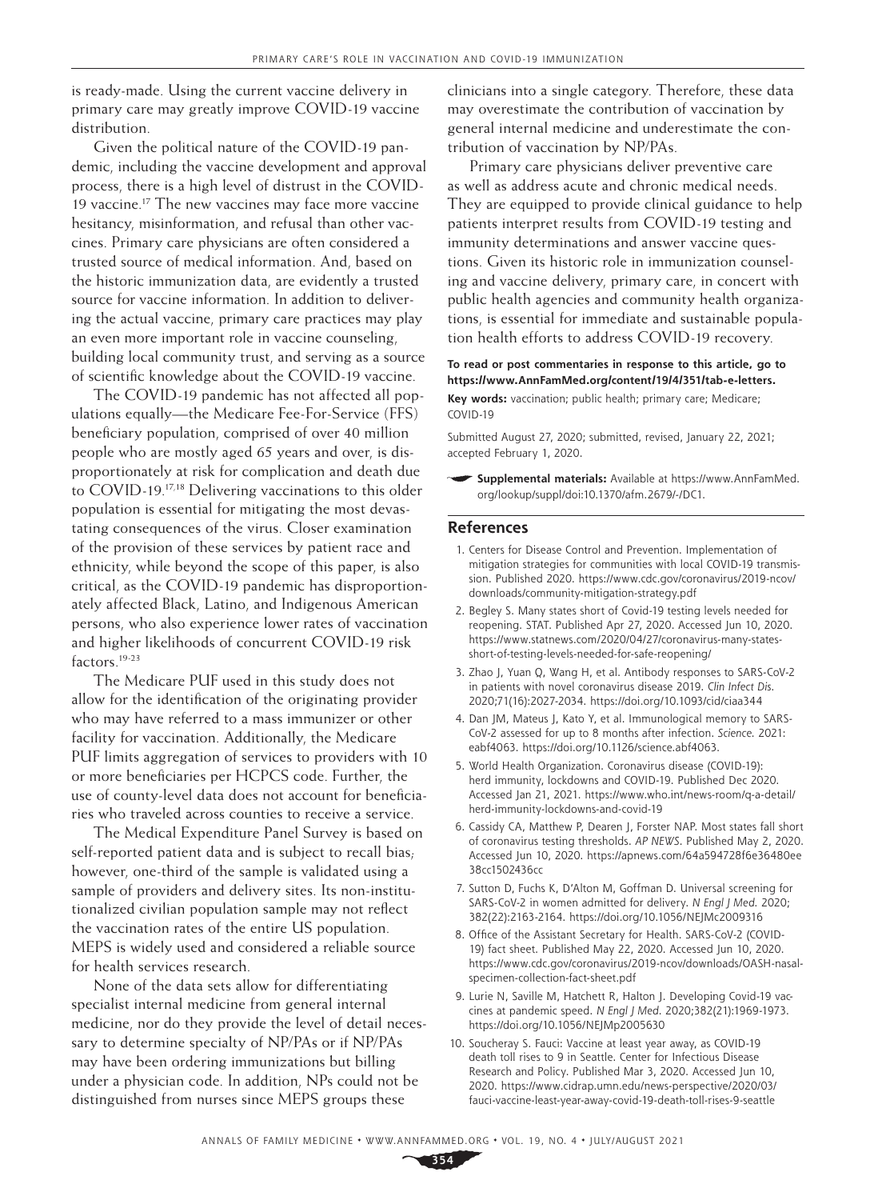is ready-made. Using the current vaccine delivery in primary care may greatly improve COVID-19 vaccine distribution.

Given the political nature of the COVID-19 pandemic, including the vaccine development and approval process, there is a high level of distrust in the COVID-19 vaccine.[17] The new vaccines may face more vaccine hesitancy, misinformation, and refusal than other vaccines. Primary care physicians are often considered a trusted source of medical information. And, based on the historic immunization data, are evidently a trusted source for vaccine information. In addition to delivering the actual vaccine, primary care practices may play an even more important role in vaccine counseling, building local community trust, and serving as a source of scientific knowledge about the COVID-19 vaccine.

The COVID-19 pandemic has not affected all populations equally—the Medicare Fee-For-Service (FFS) beneficiary population, comprised of over 40 million people who are mostly aged 65 years and over, is disproportionately at risk for complication and death due to COVID-19.[17,18] Delivering vaccinations to this older population is essential for mitigating the most devastating consequences of the virus. Closer examination of the provision of these services by patient race and ethnicity, while beyond the scope of this paper, is also critical, as the COVID-19 pandemic has disproportionately affected Black, Latino, and Indigenous American persons, who also experience lower rates of vaccination and higher likelihoods of concurrent COVID-19 risk factors.[19-23]

The Medicare PUF used in this study does not allow for the identification of the originating provider who may have referred to a mass immunizer or other facility for vaccination. Additionally, the Medicare PUF limits aggregation of services to providers with 10 or more beneficiaries per HCPCS code. Further, the use of county-level data does not account for beneficiaries who traveled across counties to receive a service.

The Medical Expenditure Panel Survey is based on self-reported patient data and is subject to recall bias; however, one-third of the sample is validated using a sample of providers and delivery sites. Its non-institutionalized civilian population sample may not reflect the vaccination rates of the entire US population. MEPS is widely used and considered a reliable source for health services research.

None of the data sets allow for differentiating specialist internal medicine from general internal medicine, nor do they provide the level of detail necessary to determine specialty of NP/PAs or if NP/PAs may have been ordering immunizations but billing under a physician code. In addition, NPs could not be distinguished from nurses since MEPS groups these clinicians into a single category. Therefore, these data may overestimate the contribution of vaccination by general internal medicine and underestimate the contribution of vaccination by NP/PAs.

Primary care physicians deliver preventive care as well as address acute and chronic medical needs. They are equipped to provide clinical guidance to help patients interpret results from COVID-19 testing and immunity determinations and answer vaccine questions. Given its historic role in immunization counseling and vaccine delivery, primary care, in concert with public health agencies and community health organizations, is essential for immediate and sustainable population health efforts to address COVID-19 recovery.

**To read or post commentaries in response to this article, go to https://www.AnnFamMed.org/content/19/4/351/tab-e-letters.**

**Key words:** vaccination; public health; primary care; Medicare; COVID-19

Submitted August 27, 2020; submitted, revised, January 22, 2021; accepted February 1, 2020.

**Supplemental materials:** Available at https://www.AnnFamMed.org/lookup/suppl/doi:10.1370/afm.2679/-/DC1.

## References

1. Centers for Disease Control and Prevention. Implementation of mitigation strategies for communities with local COVID-19 transmission. Published 2020. https://www.cdc.gov/coronavirus/2019-ncov/downloads/community-mitigation-strategy.pdf
2. Begley S. Many states short of Covid-19 testing levels needed for reopening. STAT. Published Apr 27, 2020. Accessed Jun 10, 2020. https://www.statnews.com/2020/04/27/coronavirus-many-states-short-of-testing-levels-needed-for-safe-reopening/
3. Zhao J, Yuan Q, Wang H, et al. Antibody responses to SARS-CoV-2 in patients with novel coronavirus disease 2019. *Clin Infect Dis*. 2020;71(16):2027-2034. https://doi.org/10.1093/cid/ciaa344
4. Dan JM, Mateus J, Kato Y, et al. Immunological memory to SARS-CoV-2 assessed for up to 8 months after infection. *Science*. 2021: eabf4063. https://doi.org/10.1126/science.abf4063.
5. World Health Organization. Coronavirus disease (COVID-19): herd immunity, lockdowns and COVID-19. Published Dec 2020. Accessed Jan 21, 2021. https://www.who.int/news-room/q-a-detail/herd-immunity-lockdowns-and-covid-19
6. Cassidy CA, Matthew P, Dearen J, Forster NAP. Most states fall short of coronavirus testing thresholds. *AP NEWS*. Published May 2, 2020. Accessed Jun 10, 2020. https://apnews.com/64a594728f6e36480ee38cc1502436cc
7. Sutton D, Fuchs K, D'Alton M, Goffman D. Universal screening for SARS-CoV-2 in women admitted for delivery. *N Engl J Med*. 2020; 382(22):2163-2164. https://doi.org/10.1056/NEJMc2009316
8. Office of the Assistant Secretary for Health. SARS-CoV-2 (COVID-19) fact sheet. Published May 22, 2020. Accessed Jun 10, 2020. https://www.cdc.gov/coronavirus/2019-ncov/downloads/OASH-nasal-specimen-collection-fact-sheet.pdf
9. Lurie N, Saville M, Hatchett R, Halton J. Developing Covid-19 vaccines at pandemic speed. *N Engl J Med*. 2020;382(21):1969-1973. https://doi.org/10.1056/NEJMp2005630
10. Soucheray S. Fauci: Vaccine at least year away, as COVID-19 death toll rises to 9 in Seattle. Center for Infectious Disease Research and Policy. Published Mar 3, 2020. Accessed Jun 10, 2020. https://www.cidrap.umn.edu/news-perspective/2020/03/fauci-vaccine-least-year-away-covid-19-death-toll-rises-9-seattle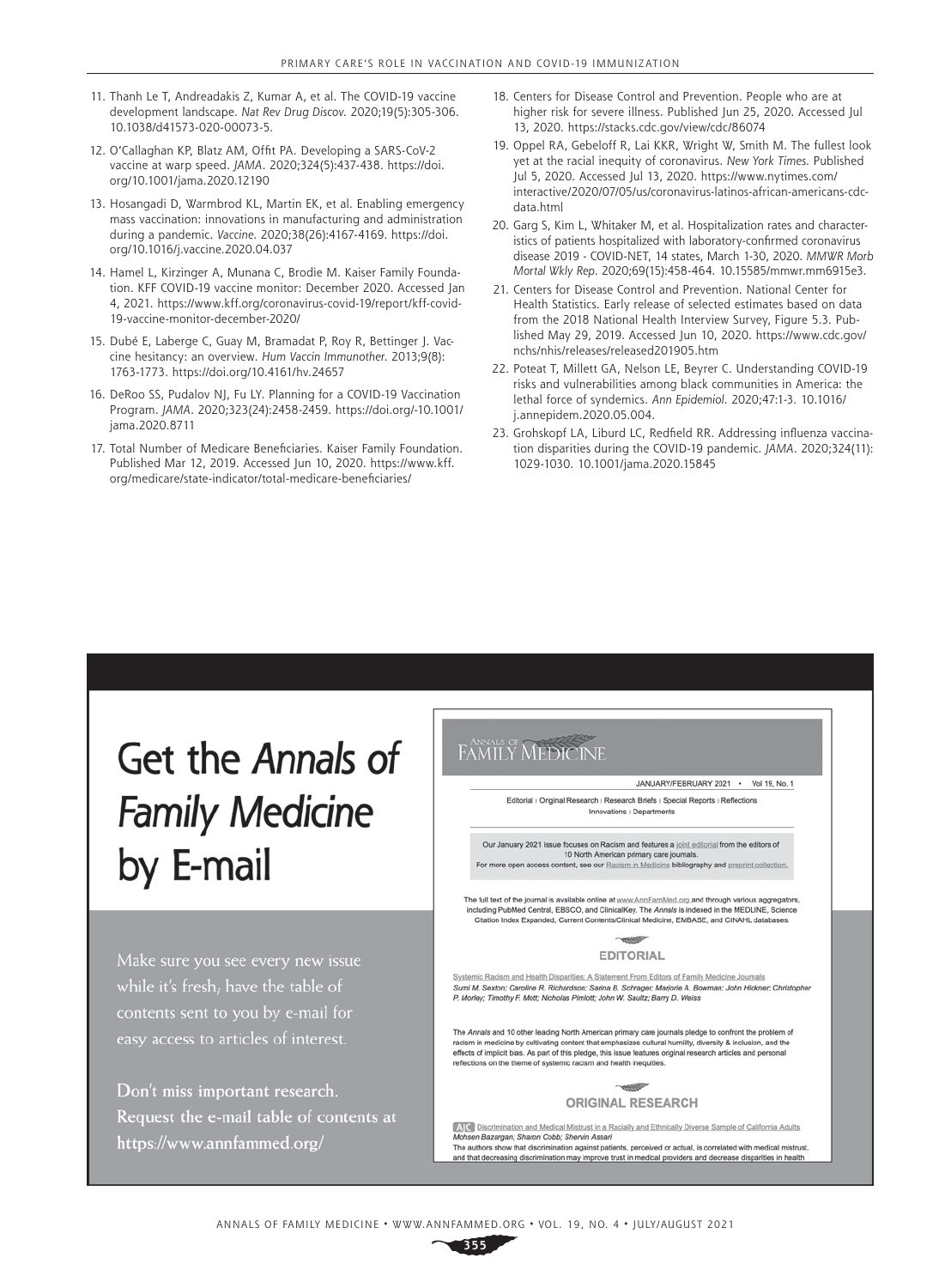11. Thanh Le T, Andreadakis Z, Kumar A, et al. The COVID-19 vaccine development landscape. *Nat Rev Drug Discov.* 2020;19(5):305-306. 10.1038/d41573-020-00073-5.

12. O'Callaghan KP, Blatz AM, Offit PA. Developing a SARS-CoV-2 vaccine at warp speed. *JAMA*. 2020;324(5):437-438. https://doi.org/10.1001/jama.2020.12190

13. Hosangadi D, Warmbrod KL, Martin EK, et al. Enabling emergency mass vaccination: innovations in manufacturing and administration during a pandemic. *Vaccine.* 2020;38(26):4167-4169. https://doi.org/10.1016/j.vaccine.2020.04.037

14. Hamel L, Kirzinger A, Munana C, Brodie M. Kaiser Family Foundation. KFF COVID-19 vaccine monitor: December 2020. Accessed Jan 4, 2021. https://www.kff.org/coronavirus-covid-19/report/kff-covid-19-vaccine-monitor-december-2020/

15. Dubé E, Laberge C, Guay M, Bramadat P, Roy R, Bettinger J. Vaccine hesitancy: an overview. *Hum Vaccin Immunother.* 2013;9(8):1763-1773. https://doi.org/10.4161/hv.24657

16. DeRoo SS, Pudalov NJ, Fu LY. Planning for a COVID-19 Vaccination Program. *JAMA*. 2020;323(24):2458-2459. https://doi.org/-10.1001/jama.2020.8711

17. Total Number of Medicare Beneficiaries. Kaiser Family Foundation. Published Mar 12, 2019. Accessed Jun 10, 2020. https://www.kff.org/medicare/state-indicator/total-medicare-beneficiaries/

18. Centers for Disease Control and Prevention. People who are at higher risk for severe illness. Published Jun 25, 2020. Accessed Jul 13, 2020. https://stacks.cdc.gov/view/cdc/86074

19. Oppel RA, Gebeloff R, Lai KKR, Wright W, Smith M. The fullest look yet at the racial inequity of coronavirus. *New York Times.* Published Jul 5, 2020. Accessed Jul 13, 2020. https://www.nytimes.com/interactive/2020/07/05/us/coronavirus-latinos-african-americans-cdc-data.html

20. Garg S, Kim L, Whitaker M, et al. Hospitalization rates and characteristics of patients hospitalized with laboratory-confirmed coronavirus disease 2019 - COVID-NET, 14 states, March 1-30, 2020. *MMWR Morb Mortal Wkly Rep*. 2020;69(15):458-464. 10.15585/mmwr.mm6915e3.

21. Centers for Disease Control and Prevention. National Center for Health Statistics. Early release of selected estimates based on data from the 2018 National Health Interview Survey, Figure 5.3. Published May 29, 2019. Accessed Jun 10, 2020. https://www.cdc.gov/nchs/nhis/releases/released201905.htm

22. Poteat T, Millett GA, Nelson LE, Beyrer C. Understanding COVID-19 risks and vulnerabilities among black communities in America: the lethal force of syndemics. *Ann Epidemiol.* 2020;47:1-3. 10.1016/j.annepidem.2020.05.004.

23. Grohskopf LA, Liburd LC, Redfield RR. Addressing influenza vaccination disparities during the COVID-19 pandemic. *JAMA*. 2020;324(11):1029-1030. 10.1001/jama.2020.15845

# Get the *Annals of Family Medicine* by E-mail

Make sure you see every new issue while it's fresh; have the table of contents sent to you by e-mail for easy access to articles of interest.

**Don't miss important research. Request the e-mail table of contents at https://www.annfammed.org/**

ANNALS OF FAMILY MEDICINE

JANUARY/FEBRUARY 2021 • Vol 19, No. 1

Editorial | Original Research | Research Briefs | Special Reports | Reflections
Innovations | Departments

Our January 2021 issue focuses on Racism and features a joint editorial from the editors of 10 North American primary care journals.
For more open access content, see our Racism in Medicine bibliography and preprint collection.

The full text of the journal is available online at www.AnnFamMed.org and through various aggregators, including PubMed Central, EBSCO, and ClinicalKey. The *Annals* is indexed in the MEDLINE, Science Citation Index Expanded, Current Contents/Clinical Medicine, EMBASE, and CINAHL databases.

**EDITORIAL**

Systemic Racism and Health Disparities: A Statement From Editors of Family Medicine Journals
*Sumi M. Sexton; Caroline R. Richardson; Sarina B. Schrager; Marjorie A. Bowman; John Hickner; Christopher P. Morley; Timothy F. Mott; Nicholas Pimlott; John W. Saultz; Barry D. Weiss*

The *Annals* and 10 other leading North American primary care journals pledge to confront the problem of racism in medicine by cultivating content that emphasizes cultural humility, diversity & inclusion, and the effects of implicit bias. As part of this pledge, this issue features original research articles and personal reflections on the theme of systemic racism and health inequities.

**ORIGINAL RESEARCH**

AJC Discrimination and Medical Mistrust in a Racially and Ethnically Diverse Sample of California Adults
*Mohsen Bazargan; Sharon Cobb; Shervin Assari*
The authors show that discrimination against patients, perceived or actual, is correlated with medical mistrust, and that decreasing discrimination may improve trust in medical providers and decrease disparities in health